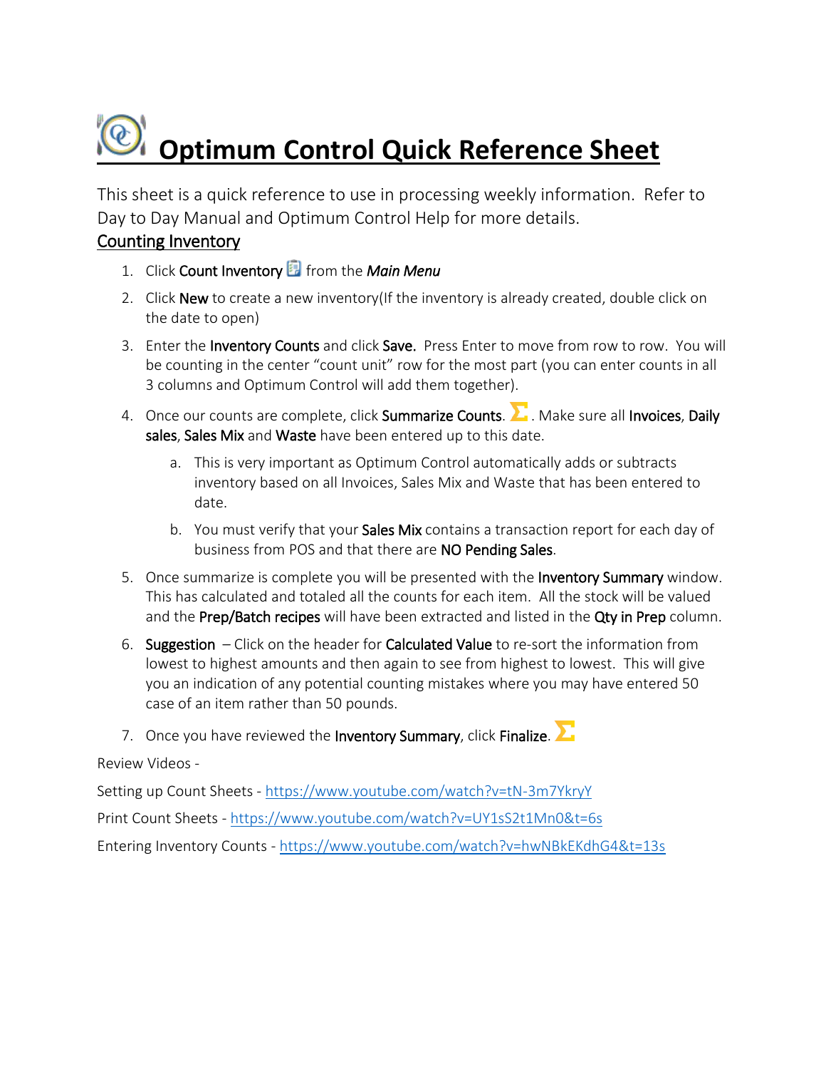# Optimum Control Quick Reference Sheet

This sheet is a quick reference to use in processing weekly information. Refer to Day to Day Manual and Optimum Control Help for more details.

## Counting Inventory

1. Click Count Inventory from the *Main Menu*
2. Click New to create a new inventory(If the inventory is already created, double click on the date to open)
3. Enter the Inventory Counts and click **Save.** Press Enter to move from row to row. You will be counting in the center "count unit" row for the most part (you can enter counts in all 3 columns and Optimum Control will add them together).
4. Once our counts are complete, click Summarize Counts. . Make sure all Invoices, Daily sales, Sales Mix and Waste have been entered up to this date.
   a. This is very important as Optimum Control automatically adds or subtracts inventory based on all Invoices, Sales Mix and Waste that has been entered to date.
   b. You must verify that your Sales Mix contains a transaction report for each day of business from POS and that there are NO Pending Sales.
5. Once summarize is complete you will be presented with the Inventory Summary window. This has calculated and totaled all the counts for each item. All the stock will be valued and the Prep/Batch recipes will have been extracted and listed in the Qty in Prep column.
6. Suggestion – Click on the header for Calculated Value to re-sort the information from lowest to highest amounts and then again to see from highest to lowest. This will give you an indication of any potential counting mistakes where you may have entered 50 case of an item rather than 50 pounds.
7. Once you have reviewed the Inventory Summary, click Finalize.

Review Videos -

Setting up Count Sheets - https://www.youtube.com/watch?v=tN-3m7YkryY

Print Count Sheets - https://www.youtube.com/watch?v=UY1sS2t1Mn0&t=6s

Entering Inventory Counts - https://www.youtube.com/watch?v=hwNBkEKdhG4&t=13s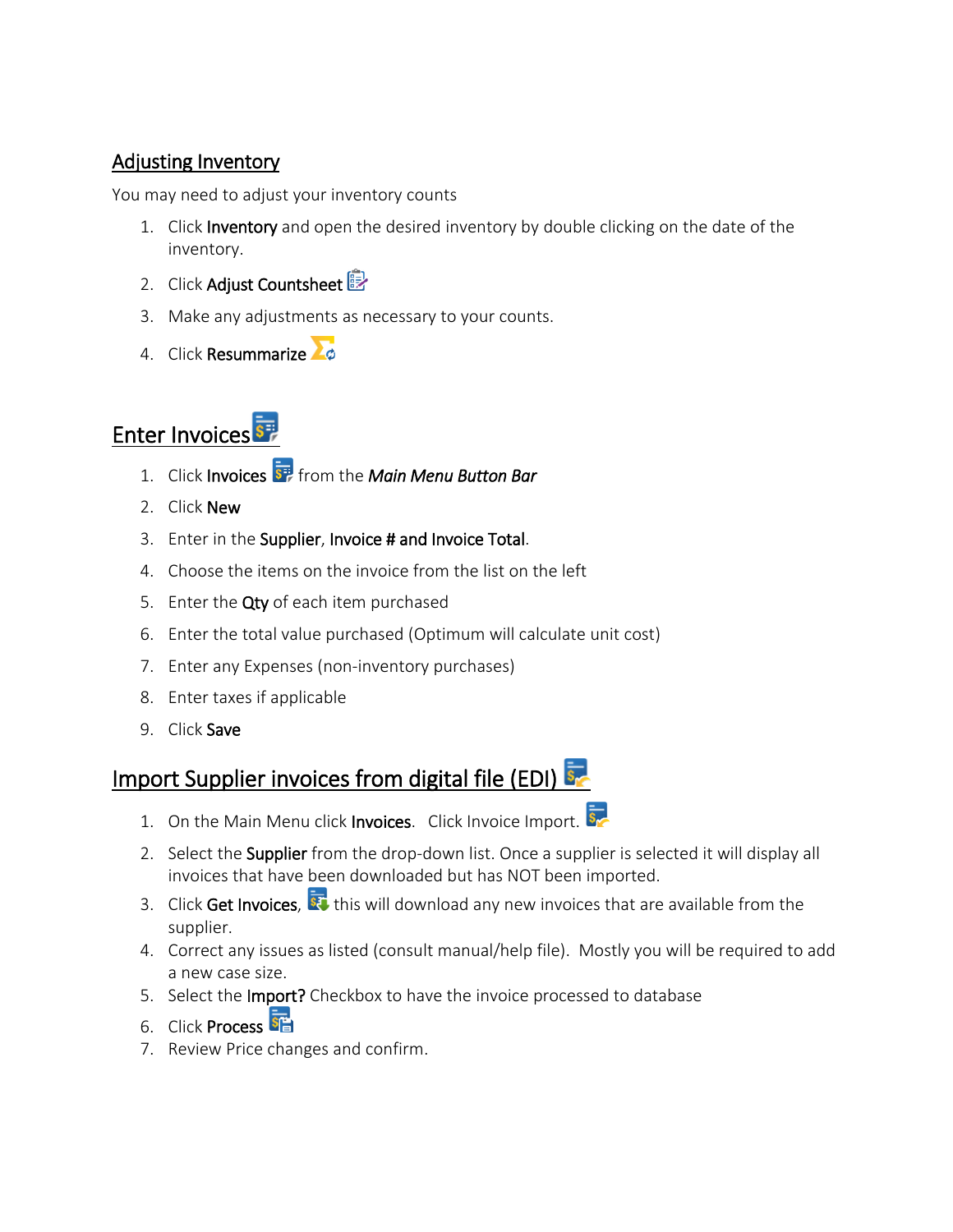## Adjusting Inventory

You may need to adjust your inventory counts

1. Click **Inventory** and open the desired inventory by double clicking on the date of the inventory.
2. Click **Adjust Countsheet**
3. Make any adjustments as necessary to your counts.
4. Click **Resummarize**

## Enter Invoices

1. Click **Invoices** from the ***Main Menu Button Bar***
2. Click **New**
3. Enter in the **Supplier**, **Invoice # and Invoice Total**.
4. Choose the items on the invoice from the list on the left
5. Enter the **Qty** of each item purchased
6. Enter the total value purchased (Optimum will calculate unit cost)
7. Enter any Expenses (non-inventory purchases)
8. Enter taxes if applicable
9. Click **Save**

## Import Supplier invoices from digital file (EDI)

1. On the Main Menu click **Invoices**. Click Invoice Import.
2. Select the **Supplier** from the drop-down list. Once a supplier is selected it will display all invoices that have been downloaded but has NOT been imported.
3. Click **Get Invoices**, this will download any new invoices that are available from the supplier.
4. Correct any issues as listed (consult manual/help file). Mostly you will be required to add a new case size.
5. Select the **Import?** Checkbox to have the invoice processed to database
6. Click **Process**
7. Review Price changes and confirm.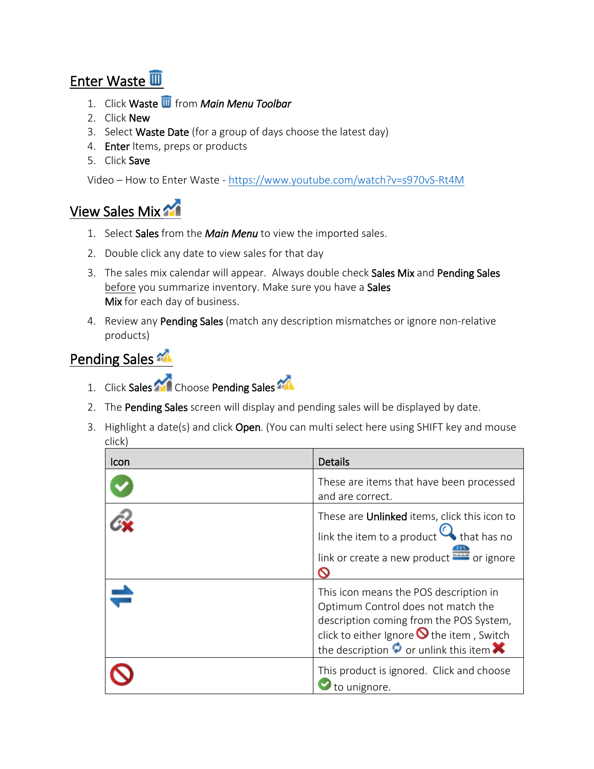## Enter Waste

1. Click **Waste** from ***Main Menu Toolbar***
2. Click **New**
3. Select **Waste Date** (for a group of days choose the latest day)
4. **Enter** Items, preps or products
5. Click **Save**

Video – How to Enter Waste - https://www.youtube.com/watch?v=s970vS-Rt4M

## View Sales Mix

1. Select **Sales** from the ***Main Menu*** to view the imported sales.
2. Double click any date to view sales for that day
3. The sales mix calendar will appear. Always double check **Sales Mix** and **Pending Sales** before you summarize inventory. Make sure you have a **Sales Mix** for each day of business.
4. Review any **Pending Sales** (match any description mismatches or ignore non-relative products)

## Pending Sales

1. Click **Sales** Choose **Pending Sales**
2. The **Pending Sales** screen will display and pending sales will be displayed by date.
3. Highlight a date(s) and click **Open**. (You can multi select here using SHIFT key and mouse click)

| Icon | Details |
| --- | --- |
| | These are items that have been processed and are correct. |
| | These are **Unlinked** items, click this icon to link the item to a product that has no link or create a new product or ignore |
| | This icon means the POS description in Optimum Control does not match the description coming from the POS System, click to either Ignore the item , Switch the description or unlink this item |
| | This product is ignored. Click and choose to unignore. |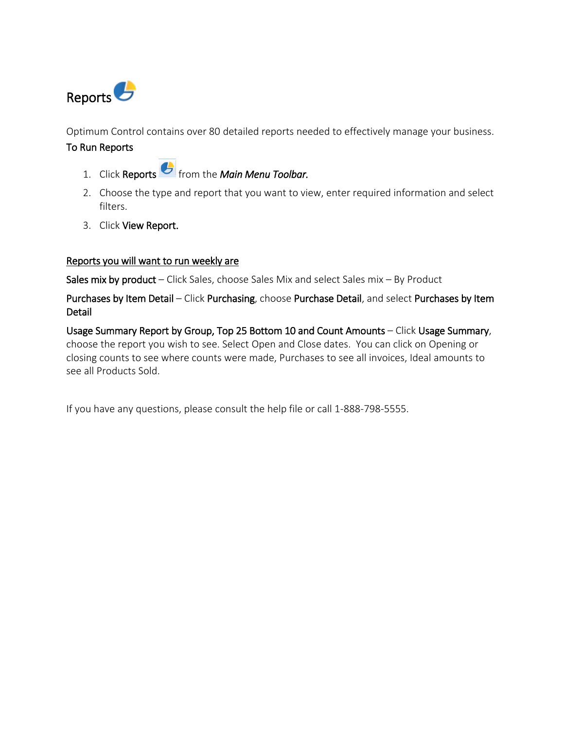# Reports

Optimum Control contains over 80 detailed reports needed to effectively manage your business.

**To Run Reports**

1. Click **Reports** from the ***Main Menu Toolbar.***
2. Choose the type and report that you want to view, enter required information and select filters.
3. Click **View Report.**

<u>**Reports you will want to run weekly are**</u>

**Sales mix by product** – Click Sales, choose Sales Mix and select Sales mix – By Product

**Purchases by Item Detail** – Click **Purchasing**, choose **Purchase Detail**, and select **Purchases by Item Detail**

**Usage Summary Report by Group, Top 25 Bottom 10 and Count Amounts** – Click **Usage Summary**, choose the report you wish to see. Select Open and Close dates. You can click on Opening or closing counts to see where counts were made, Purchases to see all invoices, Ideal amounts to see all Products Sold.

If you have any questions, please consult the help file or call 1-888-798-5555.